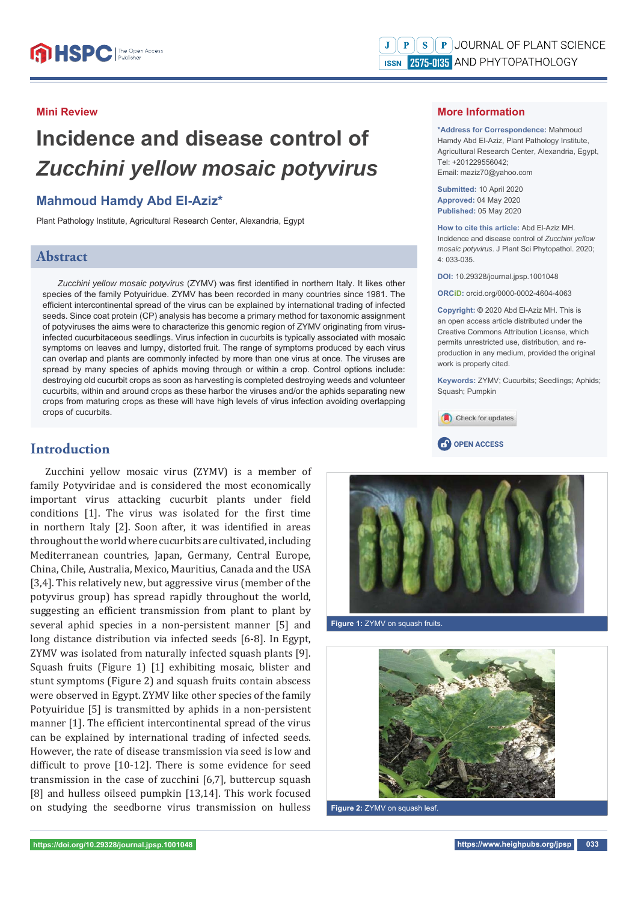Mini Review

# Incidence and disease control of *Zucchini yellow mosaic potyvirus*

## Mahmoud Hamdy Abd El-Aziz*

Plant Pathology Institute, Agricultural Research Center, Alexandria, Egypt

## Abstract

*Zucchini yellow mosaic potyvirus* (ZYMV) was first identified in northern Italy. It likes other species of the family Potyuiridue. ZYMV has been recorded in many countries since 1981. The efficient intercontinental spread of the virus can be explained by international trading of infected seeds. Since coat protein (CP) analysis has become a primary method for taxonomic assignment of potyviruses the aims were to characterize this genomic region of ZYMV originating from virus-infected cucurbitaceous seedlings. Virus infection in cucurbits is typically associated with mosaic symptoms on leaves and lumpy, distorted fruit. The range of symptoms produced by each virus can overlap and plants are commonly infected by more than one virus at once. The viruses are spread by many species of aphids moving through or within a crop. Control options include: destroying old cucurbit crops as soon as harvesting is completed destroying weeds and volunteer cucurbits, within and around crops as these harbor the viruses and/or the aphids separating new crops from maturing crops as these will have high levels of virus infection avoiding overlapping crops of cucurbits.

## More Information

***Address for Correspondence:** Mahmoud Hamdy Abd El-Aziz, Plant Pathology Institute, Agricultural Research Center, Alexandria, Egypt, Tel: +201229556042; Email: maziz70@yahoo.com

**Submitted:** 10 April 2020
**Approved:** 04 May 2020
**Published:** 05 May 2020

**How to cite this article:** Abd El-Aziz MH. Incidence and disease control of *Zucchini yellow mosaic potyvirus*. J Plant Sci Phytopathol. 2020; 4: 033-035.

**DOI:** 10.29328/journal.jpsp.1001048

**ORCiD:** orcid.org/0000-0002-4604-4063

**Copyright:** © 2020 Abd El-Aziz MH. This is an open access article distributed under the Creative Commons Attribution License, which permits unrestricted use, distribution, and re-production in any medium, provided the original work is properly cited.

**Keywords:** ZYMV; Cucurbits; Seedlings; Aphids; Squash; Pumpkin

OPEN ACCESS

## Introduction

Zucchini yellow mosaic virus (ZYMV) is a member of family Potyviridae and is considered the most economically important virus attacking cucurbit plants under field conditions [1]. The virus was isolated for the first time in northern Italy [2]. Soon after, it was identified in areas throughout the world where cucurbits are cultivated, including Mediterranean countries, Japan, Germany, Central Europe, China, Chile, Australia, Mexico, Mauritius, Canada and the USA [3,4]. This relatively new, but aggressive virus (member of the potyvirus group) has spread rapidly throughout the world, suggesting an efficient transmission from plant to plant by several aphid species in a non-persistent manner [5] and long distance distribution via infected seeds [6-8]. In Egypt, ZYMV was isolated from naturally infected squash plants [9]. Squash fruits (Figure 1) [1] exhibiting mosaic, blister and stunt symptoms (Figure 2) and squash fruits contain abscess were observed in Egypt. ZYMV like other species of the family Potyuiridue [5] is transmitted by aphids in a non-persistent manner [1]. The efficient intercontinental spread of the virus can be explained by international trading of infected seeds. However, the rate of disease transmission via seed is low and difficult to prove [10-12]. There is some evidence for seed transmission in the case of zucchini [6,7], buttercup squash [8] and hulless oilseed pumpkin [13,14]. This work focused on studying the seedborne virus transmission on hulless

**Figure 1:** ZYMV on squash fruits.

**Figure 2:** ZYMV on squash leaf.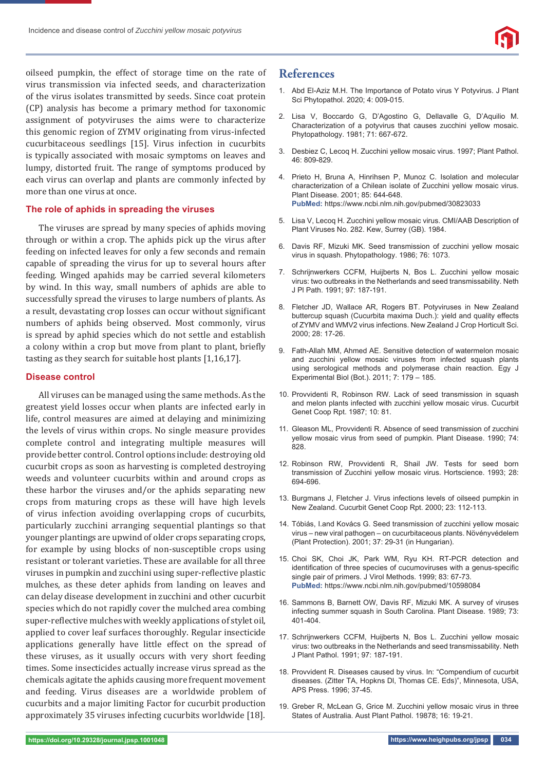oilseed pumpkin, the effect of storage time on the rate of virus transmission via infected seeds, and characterization of the virus isolates transmitted by seeds. Since coat protein (CP) analysis has become a primary method for taxonomic assignment of potyviruses the aims were to characterize this genomic region of ZYMV originating from virus-infected cucurbitaceous seedlings [15]. Virus infection in cucurbits is typically associated with mosaic symptoms on leaves and lumpy, distorted fruit. The range of symptoms produced by each virus can overlap and plants are commonly infected by more than one virus at once.

## The role of aphids in spreading the viruses

The viruses are spread by many species of aphids moving through or within a crop. The aphids pick up the virus after feeding on infected leaves for only a few seconds and remain capable of spreading the virus for up to several hours after feeding. Winged apahids may be carried several kilometers by wind. In this way, small numbers of aphids are able to successfully spread the viruses to large numbers of plants. As a result, devastating crop losses can occur without significant numbers of aphids being observed. Most commonly, virus is spread by aphid species which do not settle and establish a colony within a crop but move from plant to plant, briefly tasting as they search for suitable host plants [1,16,17].

## Disease control

All viruses can be managed using the same methods. As the greatest yield losses occur when plants are infected early in life, control measures are aimed at delaying and minimizing the levels of virus within crops. No single measure provides complete control and integrating multiple measures will provide better control. Control options include: destroying old cucurbit crops as soon as harvesting is completed destroying weeds and volunteer cucurbits within and around crops as these harbor the viruses and/or the aphids separating new crops from maturing crops as these will have high levels of virus infection avoiding overlapping crops of cucurbits, particularly zucchini arranging sequential plantings so that younger plantings are upwind of older crops separating crops, for example by using blocks of non-susceptible crops using resistant or tolerant varieties. These are available for all three viruses in pumpkin and zucchini using super-reflective plastic mulches, as these deter aphids from landing on leaves and can delay disease development in zucchini and other cucurbit species which do not rapidly cover the mulched area combing super-reflective mulches with weekly applications of stylet oil, applied to cover leaf surfaces thoroughly. Regular insecticide applications generally have little effect on the spread of these viruses, as it usually occurs with very short feeding times. Some insecticides actually increase virus spread as the chemicals agitate the aphids causing more frequent movement and feeding. Virus diseases are a worldwide problem of cucurbits and a major limiting Factor for cucurbit production approximately 35 viruses infecting cucurbits worldwide [18].

# References

1. Abd El-Aziz M.H. The Importance of Potato virus Y Potyvirus. J Plant Sci Phytopathol. 2020; 4: 009-015.
2. Lisa V, Boccardo G, D'Agostino G, Dellavalle G, D'Aquilio M. Characterization of a potyvirus that causes zucchini yellow mosaic. Phytopathology. 1981; 71: 667-672.
3. Desbiez C, Lecoq H. Zucchini yellow mosaic virus. 1997; Plant Pathol. 46: 809-829.
4. Prieto H, Bruna A, Hinrihsen P, Munoz C. Isolation and molecular characterization of a Chilean isolate of Zucchini yellow mosaic virus. Plant Disease. 2001; 85: 644-648. **PubMed:** https://www.ncbi.nlm.nih.gov/pubmed/30823033
5. Lisa V, Lecoq H. Zucchini yellow mosaic virus. CMI/AAB Description of Plant Viruses No. 282. Kew, Surrey (GB). 1984.
6. Davis RF, Mizuki MK. Seed transmission of zucchini yellow mosaic virus in squash. Phytopathology. 1986; 76: 1073.
7. Schrijnwerkers CCFM, Huijberts N, Bos L. Zucchini yellow mosaic virus: two outbreaks in the Netherlands and seed transmissability. Neth J Pl Path. 1991; 97: 187-191.
8. Fletcher JD, Wallace AR, Rogers BT. Potyviruses in New Zealand buttercup squash (Cucurbita maxima Duch.): yield and quality effects of ZYMV and WMV2 virus infections. New Zealand J Crop Horticult Sci. 2000; 28: 17-26.
9. Fath-Allah MM, Ahmed AE. Sensitive detection of watermelon mosaic and zucchini yellow mosaic viruses from infected squash plants using serological methods and polymerase chain reaction. Egy J Experimental Biol (Bot.). 2011; 7: 179 – 185.
10. Provvidenti R, Robinson RW. Lack of seed transmission in squash and melon plants infected with zucchini yellow mosaic virus. Cucurbit Genet Coop Rpt. 1987; 10: 81.
11. Gleason ML, Provvidenti R. Absence of seed transmission of zucchini yellow mosaic virus from seed of pumpkin. Plant Disease. 1990; 74: 828.
12. Robinson RW, Provvidenti R, Shail JW. Tests for seed born transmission of Zucchini yellow mosaic virus. Hortscience. 1993; 28: 694-696.
13. Burgmans J, Fletcher J. Virus infections levels of oilseed pumpkin in New Zealand. Cucurbit Genet Coop Rpt. 2000; 23: 112-113.
14. Tóbiás, I.and Kovács G. Seed transmission of zucchini yellow mosaic virus – new viral pathogen – on cucurbitaceous plants. Növényvédelem (Plant Protection). 2001; 37: 29-31 (in Hungarian).
15. Choi SK, Choi JK, Park WM, Ryu KH. RT-PCR detection and identification of three species of cucumoviruses with a genus-specific single pair of primers. J Virol Methods. 1999; 83: 67-73. **PubMed:** https://www.ncbi.nlm.nih.gov/pubmed/10598084
16. Sammons B, Barnett OW, Davis RF, Mizuki MK. A survey of viruses infecting summer squash in South Carolina. Plant Disease. 1989; 73: 401-404.
17. Schrijnwerkers CCFM, Huijberts N, Bos L. Zucchini yellow mosaic virus: two outbreaks in the Netherlands and seed transmissability. Neth J Plant Pathol. 1991; 97: 187-191.
18. Provvident R. Diseases caused by virus. In: "Compendium of cucurbit diseases. (Zitter TA, Hopkns DI, Thomas CE. Eds)", Minnesota, USA, APS Press. 1996; 37-45.
19. Greber R, McLean G, Grice M. Zucchini yellow mosaic virus in three States of Australia. Aust Plant Pathol. 19878; 16: 19-21.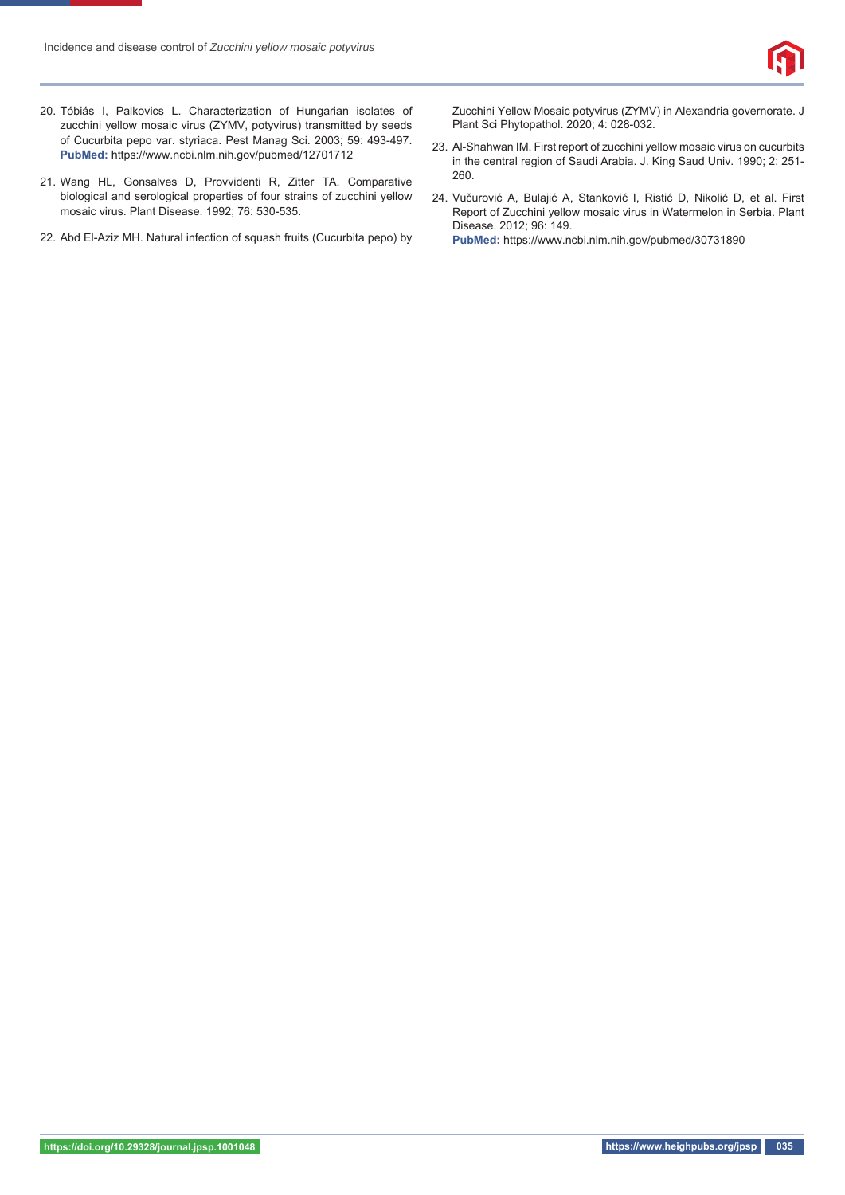20. Tóbiás I, Palkovics L. Characterization of Hungarian isolates of zucchini yellow mosaic virus (ZYMV, potyvirus) transmitted by seeds of Cucurbita pepo var. styriaca. Pest Manag Sci. 2003; 59: 493-497. **PubMed:** https://www.ncbi.nlm.nih.gov/pubmed/12701712

21. Wang HL, Gonsalves D, Provvidenti R, Zitter TA. Comparative biological and serological properties of four strains of zucchini yellow mosaic virus. Plant Disease. 1992; 76: 530-535.

22. Abd El-Aziz MH. Natural infection of squash fruits (Cucurbita pepo) by Zucchini Yellow Mosaic potyvirus (ZYMV) in Alexandria governorate. J Plant Sci Phytopathol. 2020; 4: 028-032.

23. Al-Shahwan IM. First report of zucchini yellow mosaic virus on cucurbits in the central region of Saudi Arabia. J. King Saud Univ. 1990; 2: 251-260.

24. Vučurović A, Bulajić A, Stanković I, Ristić D, Nikolić D, et al. First Report of Zucchini yellow mosaic virus in Watermelon in Serbia. Plant Disease. 2012; 96: 149. **PubMed:** https://www.ncbi.nlm.nih.gov/pubmed/30731890